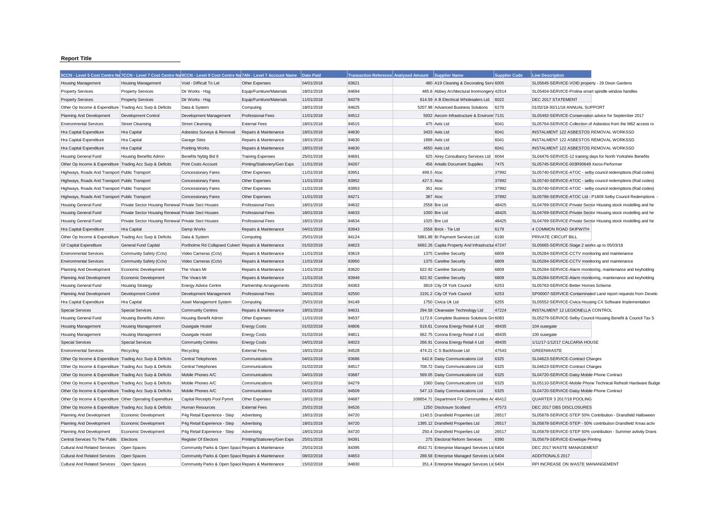**Report Title**

| 5CCN - Level 5 Cost Centre Na | 7CCN - Level 7 Cost Centre Na | 9CCN - Level 9 Cost Centre Na | 7AN - Level 7 Account Name | Date Paid | Transaction Reference | Analysed Amount | Supplier Name | Supplier Code | Line Description |
|---|---|---|---|---|---|---|---|---|---|
| Housing Management | Housing Management | Void - Difficult To Let | Other Expenses | 04/01/2018 | 83621 | 480 | A19 Cleaning & Decorating Serv | 6005 | SL05645-SERVICE-VOID property - 29 Dixon Gardens |
| Property Services | Property Services | Dir Works - Hsg | Equip/Furniture/Materials | 18/01/2018 | 84694 | 485.8 | Abbey Architectural Ironmongery | 42914 | SL05404-SERVICE-Prolina smart spindle window handles |
| Property Services | Property Services | Dir Works - Hsg | Equip/Furniture/Materials | 11/01/2018 | 84379 | 614.59 | A B Electrical Wholesalers Ltd | 6022 | DEC 2017 STATEMENT |
| Other Op Income & Expenditure | Trading Acc Surp & Deficits | Data & System | Computing | 18/01/2018 | 84625 | 5207.98 | Advanced Business Solutions | 6270 | 01/02/18-30/11/18 ANNUAL SUPPORT |
| Planning And Development | Development Control | Development Management | Professional Fees | 11/01/2018 | 84512 | 5932 | Aecom Infrastructure & Environm | 7131 | SL05492-SERVICE-Conservation advice for September 2017 |
| Environmental Services | Street Cleansing | Street Cleansing | External Fees | 18/01/2018 | 84515 | 475 | Aels Ltd | 6041 | SL05764-SERVICE-Collection of Asbestos from the M62 access ro |
| Hra Capital Expenditure | Hra Capital | Asbestos Surveys & Removal | Repairs & Maintenance | 18/01/2018 | 84630 | 3433 | Aels Ltd | 6041 | INSTALMENT 122 ASBESTOS REMOVAL WORKSSD |
| Hra Capital Expenditure | Hra Capital | Garage Sites | Repairs & Maintenance | 18/01/2018 | 84630 | 1898 | Aels Ltd | 6041 | INSTALMENT 122 ASBESTOS REMOVAL WORKSSD |
| Hra Capital Expenditure | Hra Capital | Pointing Works | Repairs & Maintenance | 18/01/2018 | 84630 | 4650 | Aels Ltd | 6041 | INSTALMENT 122 ASBESTOS REMOVAL WORKSSD |
| Housing General Fund | Housing Benefits Admin | Benefits Nybtg Bid 8 | Training Expenses | 25/01/2018 | 84691 | 625 | Airey Consultancy Services Ltd | 6044 | SL04476-SERVICE-12 training days for North Yorkshire Benefits |
| Other Op Income & Expenditure | Trading Acc Surp & Deficits | Print Costs Account | Printing/Stationery/Gen Exps | 11/01/2018 | 84267 | 456 | Antalis Document Supplies | 7475 | SL05745-SERVICE-003R90649 Xerox Performer |
| Highways, Roads And Transport | Public Transport | Concessionary Fares | Other Expenses | 11/01/2018 | 83951 | 499.5 | Atoc | 37992 | SL05740-SERVICE-ATOC - selby council redemptions (Rail codes) |
| Highways, Roads And Transport | Public Transport | Concessionary Fares | Other Expenses | 11/01/2018 | 83952 | 427.5 | Atoc | 37992 | SL05740-SERVICE-ATOC - selby council redemptions (Rail codes) |
| Highways, Roads And Transport | Public Transport | Concessionary Fares | Other Expenses | 11/01/2018 | 83953 | 351 | Atoc | 37992 | SL05740-SERVICE-ATOC - selby council redemptions (Rail codes) |
| Highways, Roads And Transport | Public Transport | Concessionary Fares | Other Expenses | 11/01/2018 | 84271 | 387 | Atoc | 37992 | SL05786-SERVICE-ATOC Ltd - P1809 Selby Council Redemptions - |
| Housing General Fund | Private Sector Housing Renewal | Private Sect Houses | Professional Fees | 18/01/2018 | 84632 | 2558 | Bre Ltd | 48425 | SL04769-SERVICE-Private Sector Housing stock modelling and he |
| Housing General Fund | Private Sector Housing Renewal | Private Sect Houses | Professional Fees | 18/01/2018 | 84633 | 1000 | Bre Ltd | 48425 | SL04769-SERVICE-Private Sector Housing stock modelling and he |
| Housing General Fund | Private Sector Housing Renewal | Private Sect Houses | Professional Fees | 18/01/2018 | 84634 | 1025 | Bre Ltd | 48425 | SL04769-SERVICE-Private Sector Housing stock modelling and he |
| Hra Capital Expenditure | Hra Capital | Damp Works | Repairs & Maintenance | 04/01/2018 | 83943 | 2558 | Brick - Tie Ltd | 6179 | 4 COMMON ROAD SKIPWITH |
| Other Op Income & Expenditure | Trading Acc Surp & Deficits | Data & System | Computing | 25/01/2018 | 84124 | 5881.88 | Bt Payment Services Ltd | 6190 | PRIVATE CIRCUIT BILL |
| Gf Capital Expenditure | General Fund Capital | Portholme Rd Collapsed Culvert | Repairs & Maintenance | 01/02/2018 | 84623 | 6692.26 | Capita Property And Infrastructur | 47247 | SL05665-SERVICE-Stage 2 works up to 05/03/18 |
| Environmental Services | Community Safety (Cctv) | Video Cameras (Cctv) | Repairs & Maintenance | 11/01/2018 | 83619 | 1375 | Careline Security | 6809 | SL05284-SERVICE-CCTV monitoring and maintenance |
| Environmental Services | Community Safety (Cctv) | Video Cameras (Cctv) | Repairs & Maintenance | 11/01/2018 | 83950 | 1375 | Careline Security | 6809 | SL05284-SERVICE-CCTV monitoring and maintenance |
| Planning And Development | Economic Development | The Vivars Mr | Repairs & Maintenance | 11/01/2018 | 83620 | 622.92 | Careline Security | 6809 | SL05284-SERVICE-Alarm monitoring, maintenance and keyholding |
| Planning And Development | Economic Development | The Vivars Mr | Repairs & Maintenance | 11/01/2018 | 83949 | 622.92 | Careline Security | 6809 | SL05284-SERVICE-Alarm monitoring, maintenance and keyholding |
| Housing General Fund | Housing Strategy | Energy Advice Centre | Partnership Arrangements | 25/01/2018 | 84363 | 3819 | City Of York Council | 6253 | SL05763-SERVICE-Better Homes Scheme |
| Planning And Development | Development Control | Development Management | Professional Fees | 04/01/2018 | 82550 | 2191.2 | City Of York Council | 6253 | SP00007-SERVICE-Contaminated Land report requests from Develo |
| Hra Capital Expenditure | Hra Capital | Asset Management System | Computing | 25/01/2018 | 84149 | 1750 | Civica Uk Ltd | 6255 | SL05552-SERVICE-Civica Housing CX Software Implementation |
| Special Services | Special Services | Community Centres | Repairs & Maintenance | 18/01/2018 | 84631 | 294.58 | Clearwater Technology Ltd | 47224 | INSTALMENT 12 LEGIONELLA CONTROL |
| Housing General Fund | Housing Benefits Admin | Housing Benefit Admin | Other Expenses | 11/01/2018 | 84537 | 1172.6 | Complete Business Solutions Gr | 6083 | SL05279-SERVICE-Selby Council Housing Benefit & Council Tax S |
| Housing Management | Housing Management | Ousegate Hostel | Energy Costs | 01/02/2018 | 84806 | 619.61 | Corona Energy Retail 4 Ltd | 48435 | 104 ousegate |
| Housing Management | Housing Management | Ousegate Hostel | Energy Costs | 01/02/2018 | 84811 | 662.75 | Corona Energy Retail 4 Ltd | 48435 | 100 ousegate |
| Special Services | Special Services | Community Centres | Energy Costs | 04/01/2018 | 84023 | 266.91 | Corona Energy Retail 4 Ltd | 48435 | 1/11/17-1/12/17 CALCARIA HOUSE |
| Environmental Services | Recycling | Recycling | External Fees | 18/01/2018 | 84528 | 474.21 | C S Backhouse Ltd | 47543 | GREENWASTE |
| Other Op Income & Expenditure | Trading Acc Surp & Deficits | Central Telephones | Communications | 04/01/2018 | 83686 | 642.8 | Daisy Communications Ltd | 6325 | SL04623-SERVICE-Contract Charges |
| Other Op Income & Expenditure | Trading Acc Surp & Deficits | Central Telephones | Communications | 01/02/2018 | 84517 | 708.72 | Daisy Communications Ltd | 6325 | SL04623-SERVICE-Contract Charges |
| Other Op Income & Expenditure | Trading Acc Surp & Deficits | Mobile Phones A/C | Communications | 04/01/2018 | 83687 | 569.05 | Daisy Communications Ltd | 6325 | SL04720-SERVICE-Daisy Mobile Phone Contract |
| Other Op Income & Expenditure | Trading Acc Surp & Deficits | Mobile Phones A/C | Communications | 04/01/2018 | 84279 | 1060 | Daisy Communications Ltd | 6325 | SL05110-SERVICE-Mobile Phone Technical Refresh Hardware Budge |
| Other Op Income & Expenditure | Trading Acc Surp & Deficits | Mobile Phones A/C | Communications | 01/02/2018 | 84509 | 547.13 | Daisy Communications Ltd | 6325 | SL04720-SERVICE-Daisy Mobile Phone Contract |
| Other Op Income & Expenditure | Other Operating Expenditure | Capital Receipts Pool Pymnt | Other Expenses | 18/01/2018 | 84687 | 108654.71 | Department For Communities Ar | 46412 | QUARTER 3 2017/18 POOLING |
| Other Op Income & Expenditure | Trading Acc Surp & Deficits | Human Resources | External Fees | 25/01/2018 | 84526 | 1250 | Disclosure Scotland | 47573 | DEC 2017 DBS DISCLOSURES |
| Planning And Development | Economic Development | P4g Retail Experience - Step | Advertising | 18/01/2018 | 84720 | 1140.5 | Dransfield Properties Ltd | 26517 | SL05878-SERVICE-STEP 50% Contribution - Dransfield Halloween |
| Planning And Development | Economic Development | P4g Retail Experience - Step | Advertising | 18/01/2018 | 84720 | 1395.12 | Dransfield Properties Ltd | 26517 | SL05878-SERVICE-STEP - 50% contribution Dransfield Xmas activ |
| Planning And Development | Economic Development | P4g Retail Experience - Step | Advertising | 18/01/2018 | 84720 | 250.4 | Dransfield Properties Ltd | 26517 | SL05878-SERVICE-STEP 50% contribution - Summer avtivity Drans |
| Central Services To The Public | Elections | Register Of Electors | Printing/Stationery/Gen Exps | 25/01/2018 | 84391 | 275 | Electoral Reform Services | 6390 | SL05679-SERVICE-Envelope Printing |
| Cultural And Related Services | Open Spaces | Community Parks & Open Space | Repairs & Maintenance | 25/01/2018 | 84395 | 4542.71 | Enterprise Managed Services Ltd | 6404 | DEC 2017 WASTE MANAGEMENT |
| Cultural And Related Services | Open Spaces | Community Parks & Open Space | Repairs & Maintenance | 08/02/2018 | 84653 | 288.58 | Enterprise Managed Services Ltd | 6404 | ADDITIONALS 2017 |
| Cultural And Related Services | Open Spaces | Community Parks & Open Space | Repairs & Maintenance | 15/02/2018 | 84830 | 351.4 | Enterprise Managed Services Ltd | 6404 | RPI INCREASE ON WASTE MANANGEMENT |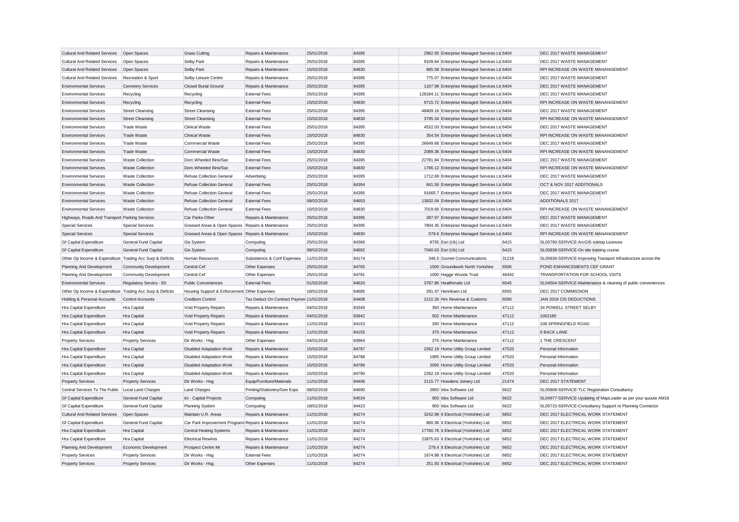| | | | | | | | | | |
|---|---|---|---|---|---|---|---|---|---|
| Cultural And Related Services | Open Spaces | Grass Cutting | Repairs & Maintenance | 25/01/2018 | 84395 | 2962.95 | Enterprise Managed Services Ltd | 6404 | DEC 2017 WASTE MANAGEMENT |
| Cultural And Related Services | Open Spaces | Selby Park | Repairs & Maintenance | 25/01/2018 | 84395 | 9109.64 | Enterprise Managed Services Ltd | 6404 | DEC 2017 WASTE MANAGEMENT |
| Cultural And Related Services | Open Spaces | Selby Park | Repairs & Maintenance | 15/02/2018 | 84830 | 685.58 | Enterprise Managed Services Ltd | 6404 | RPI INCREASE ON WASTE MANANGEMENT |
| Cultural And Related Services | Recreation & Sport | Selby Leisure Centre | Repairs & Maintenance | 25/01/2018 | 84395 | 775.07 | Enterprise Managed Services Ltd | 6404 | DEC 2017 WASTE MANAGEMENT |
| Environmental Services | Cemetery Services | Closed Burial Ground | Repairs & Maintenance | 25/01/2018 | 84395 | 1167.98 | Enterprise Managed Services Ltd | 6404 | DEC 2017 WASTE MANAGEMENT |
| Environmental Services | Recycling | Recycling | External Fees | 25/01/2018 | 84395 | 128184.11 | Enterprise Managed Services Ltd | 6404 | DEC 2017 WASTE MANAGEMENT |
| Environmental Services | Recycling | Recycling | External Fees | 15/02/2018 | 84830 | 9715.72 | Enterprise Managed Services Ltd | 6404 | RPI INCREASE ON WASTE MANANGEMENT |
| Environmental Services | Street Cleansing | Street Cleansing | External Fees | 25/01/2018 | 84395 | 48409.16 | Enterprise Managed Services Ltd | 6404 | DEC 2017 WASTE MANAGEMENT |
| Environmental Services | Street Cleansing | Street Cleansing | External Fees | 15/02/2018 | 84830 | 3795.34 | Enterprise Managed Services Ltd | 6404 | RPI INCREASE ON WASTE MANANGEMENT |
| Environmental Services | Trade Waste | Clinical Waste | External Fees | 25/01/2018 | 84395 | 4522.03 | Enterprise Managed Services Ltd | 6404 | DEC 2017 WASTE MANAGEMENT |
| Environmental Services | Trade Waste | Clinical Waste | External Fees | 15/02/2018 | 84830 | 354.54 | Enterprise Managed Services Ltd | 6404 | RPI INCREASE ON WASTE MANANGEMENT |
| Environmental Services | Trade Waste | Commercial Waste | External Fees | 25/01/2018 | 84395 | 26649.66 | Enterprise Managed Services Ltd | 6404 | DEC 2017 WASTE MANAGEMENT |
| Environmental Services | Trade Waste | Commercial Waste | External Fees | 15/02/2018 | 84830 | 2089.36 | Enterprise Managed Services Ltd | 6404 | RPI INCREASE ON WASTE MANANGEMENT |
| Environmental Services | Waste Collection | Dom.Wheeled Bins/Sac | External Fees | 25/01/2018 | 84395 | 22781.84 | Enterprise Managed Services Ltd | 6404 | DEC 2017 WASTE MANAGEMENT |
| Environmental Services | Waste Collection | Dom.Wheeled Bins/Sac | External Fees | 15/02/2018 | 84830 | 1786.12 | Enterprise Managed Services Ltd | 6404 | RPI INCREASE ON WASTE MANANGEMENT |
| Environmental Services | Waste Collection | Refuse Collection General | Advertising | 25/01/2018 | 84395 | 1712.69 | Enterprise Managed Services Ltd | 6404 | DEC 2017 WASTE MANAGEMENT |
| Environmental Services | Waste Collection | Refuse Collection General | External Fees | 25/01/2018 | 84394 | 841.56 | Enterprise Managed Services Ltd | 6404 | OCT & NOV 2017 ADDITIONALS |
| Environmental Services | Waste Collection | Refuse Collection General | External Fees | 25/01/2018 | 84395 | 91665.7 | Enterprise Managed Services Ltd | 6404 | DEC 2017 WASTE MANAGEMENT |
| Environmental Services | Waste Collection | Refuse Collection General | External Fees | 08/02/2018 | 84653 | 13832.04 | Enterprise Managed Services Ltd | 6404 | ADDITIONALS 2017 |
| Environmental Services | Waste Collection | Refuse Collection General | External Fees | 15/02/2018 | 84830 | 7019.66 | Enterprise Managed Services Ltd | 6404 | RPI INCREASE ON WASTE MANANGEMENT |
| Highways, Roads And Transport | Parking Services | Car Parks-Other | Repairs & Maintenance | 25/01/2018 | 84395 | 287.97 | Enterprise Managed Services Ltd | 6404 | DEC 2017 WASTE MANAGEMENT |
| Special Services | Special Services | Grassed Areas & Open Spaces | Repairs & Maintenance | 25/01/2018 | 84395 | 7804.35 | Enterprise Managed Services Ltd | 6404 | DEC 2017 WASTE MANAGEMENT |
| Special Services | Special Services | Grassed Areas & Open Spaces | Repairs & Maintenance | 15/02/2018 | 84830 | 578.6 | Enterprise Managed Services Ltd | 6404 | RPI INCREASE ON WASTE MANANGEMENT |
| Gf Capital Expenditure | General Fund Capital | Gis System | Computing | 25/01/2018 | 84366 | 8735 | Esri (Uk) Ltd | 6415 | SL05790-SERVICE-ArcGIS esktop Licences |
| Gf Capital Expenditure | General Fund Capital | Gis System | Computing | 08/02/2018 | 84692 | 7040.63 | Esri (Uk) Ltd | 6415 | SL05838-SERVICE-On site training course |
| Other Op Income & Expenditure | Trading Acc Surp & Deficits | Human Resources | Subsistence & Conf Expenses | 11/01/2018 | 84174 | 346.5 | Govnet Communications | 31216 | SL05836-SERVICE-Improving Transport Infrastructure across the |
| Planning And Development | Community Development | Central Cef | Other Expenses | 25/01/2018 | 84765 | 1500 | Groundwork North Yorkshire | 6506 | POND ENHANCEMENTS CEF GRANT |
| Planning And Development | Community Development | Central Cef | Other Expenses | 25/01/2018 | 84781 | 1000 | Hagge Woods Trust | 46442 | TRANSPORTATION FOR SCHOOL VSITS |
| Environmental Services | Regulatory Servics - Eh | Public Conveniences | External Fees | 01/02/2018 | 84620 | 3787.86 | Healthmatic Ltd | 6545 | SL04504-SERVICE-Maintenance & cleaning of public conveniences |
| Other Op Income & Expenditure | Trading Acc Surp & Deficits | Housing Support & Enforcement | Other Expenses | 18/01/2018 | 84685 | 291.47 | Henriksen Ltd | 6555 | DEC 2017 COMMISSION |
| Holding & Personal Accounts | Control Accounts | Creditors Control | Tax Deduct On Contract Paymen | 11/01/2018 | 84408 | 2122.26 | Hm Revenue & Customs | 6590 | JAN 2018 CIS DEDUCTIONS |
| Hra Capital Expenditure | Hra Capital | Void Property Repairs | Repairs & Maintenance | 04/01/2018 | 83349 | 350 | Home Maintenance | 47112 | 34 POWELL STREET SELBY |
| Hra Capital Expenditure | Hra Capital | Void Property Repairs | Repairs & Maintenance | 04/01/2018 | 83942 | 502 | Home Maintenance | 47112 | 1002185 |
| Hra Capital Expenditure | Hra Capital | Void Property Repairs | Repairs & Maintenance | 11/01/2018 | 84153 | 290 | Home Maintenance | 47112 | 108 SPRINGFIELD ROAD |
| Hra Capital Expenditure | Hra Capital | Void Property Repairs | Repairs & Maintenance | 11/01/2018 | 84155 | 375 | Home Maintenance | 47112 | 9 BACK LANE |
| Property Services | Property Services | Dir Works - Hsg | Other Expenses | 04/01/2018 | 83964 | 275 | Home Maintenance | 47112 | 1 THE CRESCENT |
| Hra Capital Expenditure | Hra Capital | Disabled Adaptation Work | Repairs & Maintenance | 15/02/2018 | 84787 | 2262.19 | Home Utility Group Limited | 47533 | Personal Information |
| Hra Capital Expenditure | Hra Capital | Disabled Adaptation Work | Repairs & Maintenance | 15/02/2018 | 84788 | 1995 | Home Utility Group Limited | 47533 | Personal Information |
| Hra Capital Expenditure | Hra Capital | Disabled Adaptation Work | Repairs & Maintenance | 15/02/2018 | 84789 | 2095 | Home Utility Group Limited | 47533 | Personal Information |
| Hra Capital Expenditure | Hra Capital | Disabled Adaptation Work | Repairs & Maintenance | 15/02/2018 | 84790 | 2262.19 | Home Utility Group Limited | 47533 | Personal Information |
| Property Services | Property Services | Dir Works - Hsg | Equip/Furniture/Materials | 11/01/2018 | 84406 | 2115.77 | Howdens Joinery Ltd | 21474 | DEC 2017 STATEMENT |
| Central Services To The Public | Local Land Charges | Land Charges | Printing/Stationery/Gen Exps | 08/02/2018 | 84690 | 2850 | Idox Software Ltd | 6622 | SL05808-SERVICE-TLC Registration Consultancy |
| Gf Capital Expenditure | General Fund Capital | Ict - Capital Projects | Computing | 11/01/2018 | 84534 | 950 | Idox Software Ltd | 6622 | SL04977-SERVICE-Updating of MapLoader as per your quoute AM16 |
| Gf Capital Expenditure | General Fund Capital | Planning System | Computing | 18/01/2018 | 84423 | 950 | Idox Software Ltd | 6622 | SL05715-SERVICE-Consultancy Support re Planning Connector |
| Cultural And Related Services | Open Spaces | Maintain U.R. Areas | Repairs & Maintenance | 11/01/2018 | 84274 | 3242.98 | It Electrical (Yorkshire) Ltd | 6652 | DEC 2017 ELECTRICAL WORK STATEMENT |
| Gf Capital Expenditure | General Fund Capital | Car Park Improvement Programm | Repairs & Maintenance | 11/01/2018 | 84274 | 880.36 | It Electrical (Yorkshire) Ltd | 6652 | DEC 2017 ELECTRICAL WORK STATEMENT |
| Hra Capital Expenditure | Hra Capital | Central Heating Systems | Repairs & Maintenance | 11/01/2018 | 84274 | 17760.76 | It Electrical (Yorkshire) Ltd | 6652 | DEC 2017 ELECTRICAL WORK STATEMENT |
| Hra Capital Expenditure | Hra Capital | Electrical Rewires | Repairs & Maintenance | 11/01/2018 | 84274 | 23875.63 | It Electrical (Yorkshire) Ltd | 6652 | DEC 2017 ELECTRICAL WORK STATEMENT |
| Planning And Development | Economic Development | Prospect Centre Mr | Repairs & Maintenance | 11/01/2018 | 84274 | 278.4 | It Electrical (Yorkshire) Ltd | 6652 | DEC 2017 ELECTRICAL WORK STATEMENT |
| Property Services | Property Services | Dir Works - Hsg | External Fees | 11/01/2018 | 84274 | 1674.88 | It Electrical (Yorkshire) Ltd | 6652 | DEC 2017 ELECTRICAL WORK STATEMENT |
| Property Services | Property Services | Dir Works - Hsg | Other Expenses | 11/01/2018 | 84274 | 251.93 | It Electrical (Yorkshire) Ltd | 6652 | DEC 2017 ELECTRICAL WORK STATEMENT |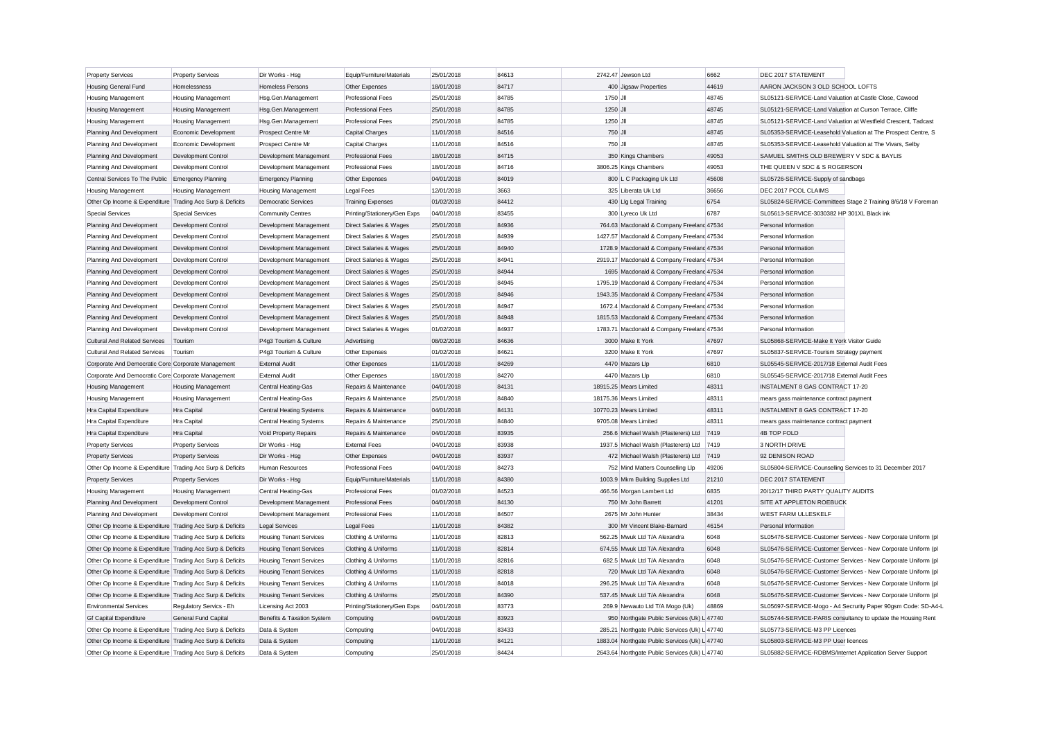| Property Services | Property Services | Dir Works - Hsg | Equip/Furniture/Materials | 25/01/2018 | 84613 | 2742.47 | Jewson Ltd | 6662 | DEC 2017 STATEMENT |
|---|---|---|---|---|---|---|---|---|---|
| Housing General Fund | Homelessness | Homeless Persons | Other Expenses | 18/01/2018 | 84717 | 400 | Jigsaw Properties | 44619 | AARON JACKSON 3 OLD SCHOOL LOFTS |
| Housing Management | Housing Management | Hsg.Gen.Management | Professional Fees | 25/01/2018 | 84785 | 1750 | Jll | 48745 | SL05121-SERVICE-Land Valuation at Castle Close, Cawood |
| Housing Management | Housing Management | Hsg.Gen.Management | Professional Fees | 25/01/2018 | 84785 | 1250 | Jll | 48745 | SL05121-SERVICE-Land Valuation at Curson Terrace, Cliffe |
| Housing Management | Housing Management | Hsg.Gen.Management | Professional Fees | 25/01/2018 | 84785 | 1250 | Jll | 48745 | SL05121-SERVICE-Land Valuation at Westfield Crescent, Tadcast |
| Planning And Development | Economic Development | Prospect Centre Mr | Capital Charges | 11/01/2018 | 84516 | 750 | Jll | 48745 | SL05353-SERVICE-Leasehold Valuation at The Prospect Centre, S |
| Planning And Development | Economic Development | Prospect Centre Mr | Capital Charges | 11/01/2018 | 84516 | 750 | Jll | 48745 | SL05353-SERVICE-Leasehold Valuation at The Vivars, Selby |
| Planning And Development | Development Control | Development Management | Professional Fees | 18/01/2018 | 84715 | 350 | Kings Chambers | 49053 | SAMUEL SMITHS OLD BREWERY V SDC & BAYLIS |
| Planning And Development | Development Control | Development Management | Professional Fees | 18/01/2018 | 84716 | 3806.25 | Kings Chambers | 49053 | THE QUEEN V SDC & S ROGERSON |
| Central Services To The Public | Emergency Planning | Emergency Planning | Other Expenses | 04/01/2018 | 84019 | 800 | L C Packaging Uk Ltd | 45608 | SL05726-SERVICE-Supply of sandbags |
| Housing Management | Housing Management | Housing Management | Legal Fees | 12/01/2018 | 3663 | 325 | Liberata Uk Ltd | 36656 | DEC 2017 PCOL CLAIMS |
| Other Op Income & Expenditure | Trading Acc Surp & Deficits | Democratic Services | Training Expenses | 01/02/2018 | 84412 | 430 | Llg Legal Training | 6754 | SL05824-SERVICE-Committees Stage 2 Training 8/6/18 V Foreman |
| Special Services | Special Services | Community Centres | Printing/Stationery/Gen Exps | 04/01/2018 | 83455 | 300 | Lyreco Uk Ltd | 6787 | SL05613-SERVICE-3030382 HP 301XL Black ink |
| Planning And Development | Development Control | Development Management | Direct Salaries & Wages | 25/01/2018 | 84936 | 764.63 | Macdonald & Company Freelanc | 47534 | Personal Information |
| Planning And Development | Development Control | Development Management | Direct Salaries & Wages | 25/01/2018 | 84939 | 1427.57 | Macdonald & Company Freelanc | 47534 | Personal Information |
| Planning And Development | Development Control | Development Management | Direct Salaries & Wages | 25/01/2018 | 84940 | 1728.9 | Macdonald & Company Freelanc | 47534 | Personal Information |
| Planning And Development | Development Control | Development Management | Direct Salaries & Wages | 25/01/2018 | 84941 | 2919.17 | Macdonald & Company Freelanc | 47534 | Personal Information |
| Planning And Development | Development Control | Development Management | Direct Salaries & Wages | 25/01/2018 | 84944 | 1695 | Macdonald & Company Freelanc | 47534 | Personal Information |
| Planning And Development | Development Control | Development Management | Direct Salaries & Wages | 25/01/2018 | 84945 | 1795.19 | Macdonald & Company Freelanc | 47534 | Personal Information |
| Planning And Development | Development Control | Development Management | Direct Salaries & Wages | 25/01/2018 | 84946 | 1943.35 | Macdonald & Company Freelanc | 47534 | Personal Information |
| Planning And Development | Development Control | Development Management | Direct Salaries & Wages | 25/01/2018 | 84947 | 1672.4 | Macdonald & Company Freelanc | 47534 | Personal Information |
| Planning And Development | Development Control | Development Management | Direct Salaries & Wages | 25/01/2018 | 84948 | 1815.53 | Macdonald & Company Freelanc | 47534 | Personal Information |
| Planning And Development | Development Control | Development Management | Direct Salaries & Wages | 01/02/2018 | 84937 | 1783.71 | Macdonald & Company Freelanc | 47534 | Personal Information |
| Cultural And Related Services | Tourism | P4g3 Tourism & Culture | Advertising | 08/02/2018 | 84636 | 3000 | Make It York | 47697 | SL05868-SERVICE-Make It York Visitor Guide |
| Cultural And Related Services | Tourism | P4g3 Tourism & Culture | Other Expenses | 01/02/2018 | 84621 | 3200 | Make It York | 47697 | SL05837-SERVICE-Tourism Strategy payment |
| Corporate And Democratic Core | Corporate Management | External Audit | Other Expenses | 11/01/2018 | 84269 | 4470 | Mazars Llp | 6810 | SL05545-SERVICE-2017/18 External Audit Fees |
| Corporate And Democratic Core | Corporate Management | External Audit | Other Expenses | 18/01/2018 | 84270 | 4470 | Mazars Llp | 6810 | SL05545-SERVICE-2017/18 External Audit Fees |
| Housing Management | Housing Management | Central Heating-Gas | Repairs & Maintenance | 04/01/2018 | 84131 | 18915.25 | Mears Limited | 48311 | INSTALMENT 8 GAS CONTRACT 17-20 |
| Housing Management | Housing Management | Central Heating-Gas | Repairs & Maintenance | 25/01/2018 | 84840 | 18175.36 | Mears Limited | 48311 | mears gass maintenance contract payment |
| Hra Capital Expenditure | Hra Capital | Central Heating Systems | Repairs & Maintenance | 04/01/2018 | 84131 | 10770.23 | Mears Limited | 48311 | INSTALMENT 8 GAS CONTRACT 17-20 |
| Hra Capital Expenditure | Hra Capital | Central Heating Systems | Repairs & Maintenance | 25/01/2018 | 84840 | 9705.08 | Mears Limited | 48311 | mears gass maintenance contract payment |
| Hra Capital Expenditure | Hra Capital | Void Property Repairs | Repairs & Maintenance | 04/01/2018 | 83935 | 256.6 | Michael Walsh (Plasterers) Ltd | 7419 | 4B TOP FOLD |
| Property Services | Property Services | Dir Works - Hsg | External Fees | 04/01/2018 | 83938 | 1937.5 | Michael Walsh (Plasterers) Ltd | 7419 | 3 NORTH DRIVE |
| Property Services | Property Services | Dir Works - Hsg | Other Expenses | 04/01/2018 | 83937 | 472 | Michael Walsh (Plasterers) Ltd | 7419 | 92 DENISON ROAD |
| Other Op Income & Expenditure | Trading Acc Surp & Deficits | Human Resources | Professional Fees | 04/01/2018 | 84273 | 752 | Mind Matters Counselling Llp | 49206 | SL05804-SERVICE-Counselling Services to 31 December 2017 |
| Property Services | Property Services | Dir Works - Hsg | Equip/Furniture/Materials | 11/01/2018 | 84380 | 1003.9 | Mkm Building Supplies Ltd | 21210 | DEC 2017 STATEMENT |
| Housing Management | Housing Management | Central Heating-Gas | Professional Fees | 01/02/2018 | 84523 | 466.56 | Morgan Lambert Ltd | 6835 | 20/12/17 THIRD PARTY QUALITY AUDITS |
| Planning And Development | Development Control | Development Management | Professional Fees | 04/01/2018 | 84130 | 750 | Mr John Barrett | 41201 | SITE AT APPLETON ROEBUCK |
| Planning And Development | Development Control | Development Management | Professional Fees | 11/01/2018 | 84507 | 2675 | Mr John Hunter | 38434 | WEST FARM ULLESKELF |
| Other Op Income & Expenditure | Trading Acc Surp & Deficits | Legal Services | Legal Fees | 11/01/2018 | 84382 | 300 | Mr Vincent Blake-Barnard | 46154 | Personal Information |
| Other Op Income & Expenditure | Trading Acc Surp & Deficits | Housing Tenant Services | Clothing & Uniforms | 11/01/2018 | 82813 | 562.25 | Mwuk Ltd T/A Alexandra | 6048 | SL05476-SERVICE-Customer Services - New Corporate Uniform (pl |
| Other Op Income & Expenditure | Trading Acc Surp & Deficits | Housing Tenant Services | Clothing & Uniforms | 11/01/2018 | 82814 | 674.55 | Mwuk Ltd T/A Alexandra | 6048 | SL05476-SERVICE-Customer Services - New Corporate Uniform (pl |
| Other Op Income & Expenditure | Trading Acc Surp & Deficits | Housing Tenant Services | Clothing & Uniforms | 11/01/2018 | 82816 | 682.5 | Mwuk Ltd T/A Alexandra | 6048 | SL05476-SERVICE-Customer Services - New Corporate Uniform (pl |
| Other Op Income & Expenditure | Trading Acc Surp & Deficits | Housing Tenant Services | Clothing & Uniforms | 11/01/2018 | 82818 | 720 | Mwuk Ltd T/A Alexandra | 6048 | SL05476-SERVICE-Customer Services - New Corporate Uniform (pl |
| Other Op Income & Expenditure | Trading Acc Surp & Deficits | Housing Tenant Services | Clothing & Uniforms | 11/01/2018 | 84018 | 296.25 | Mwuk Ltd T/A Alexandra | 6048 | SL05476-SERVICE-Customer Services - New Corporate Uniform (pl |
| Other Op Income & Expenditure | Trading Acc Surp & Deficits | Housing Tenant Services | Clothing & Uniforms | 25/01/2018 | 84390 | 537.45 | Mwuk Ltd T/A Alexandra | 6048 | SL05476-SERVICE-Customer Services - New Corporate Uniform (pl |
| Environmental Services | Regulatory Servics - Eh | Licensing Act 2003 | Printing/Stationery/Gen Exps | 04/01/2018 | 83773 | 269.9 | Newauto Ltd T/A Mogo (Uk) | 48869 | SL05697-SERVICE-Mogo - A4 Secrurity Paper 90gsm Code: SD-A4-L |
| Gf Capital Expenditure | General Fund Capital | Benefits & Taxation System | Computing | 04/01/2018 | 83923 | 950 | Northgate Public Services (Uk) L | 47740 | SL05744-SERVICE-PARIS consultancy to update the Housing Rent |
| Other Op Income & Expenditure | Trading Acc Surp & Deficits | Data & System | Computing | 04/01/2018 | 83433 | 285.21 | Northgate Public Services (Uk) L | 47740 | SL05773-SERVICE-M3 PP Licences |
| Other Op Income & Expenditure | Trading Acc Surp & Deficits | Data & System | Computing | 11/01/2018 | 84121 | 1883.04 | Northgate Public Services (Uk) L | 47740 | SL05803-SERVICE-M3 PP User licences |
| Other Op Income & Expenditure | Trading Acc Surp & Deficits | Data & System | Computing | 25/01/2018 | 84424 | 2643.64 | Northgate Public Services (Uk) L | 47740 | SL05882-SERVICE-RDBMS/Internet Application Server Support |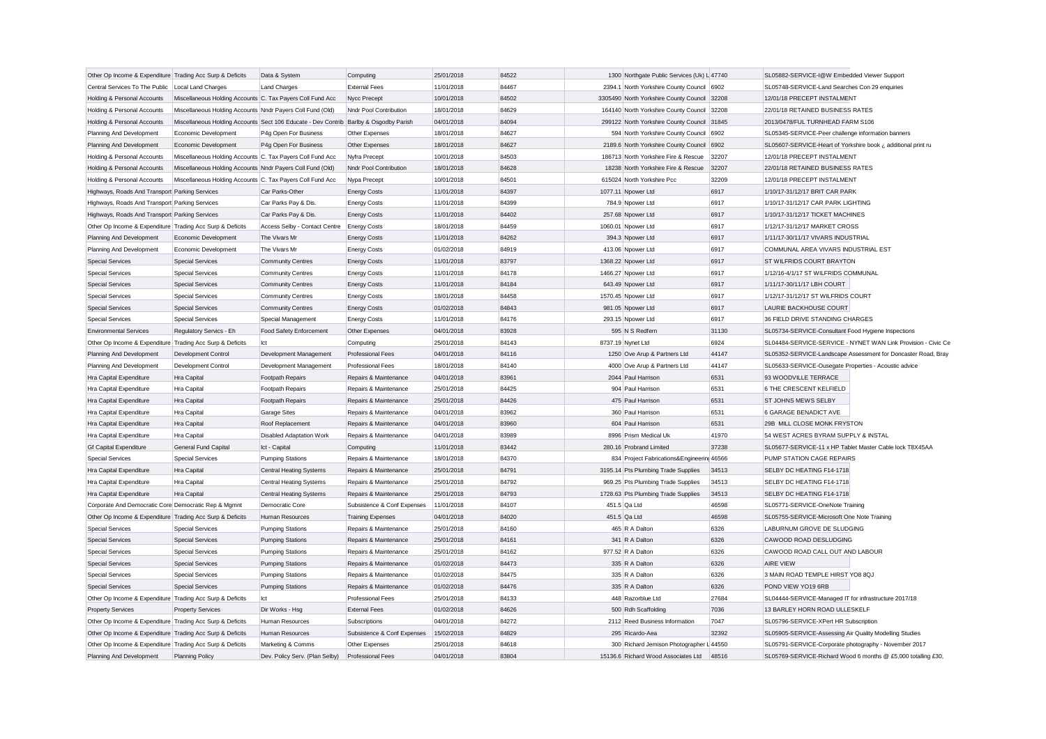| | | | | | | | | | |
|---|---|---|---|---|---|---|---|---|---|
| Other Op Income & Expenditure | Trading Acc Surp & Deficits | Data & System | Computing | 25/01/2018 | 84522 | 1300 | Northgate Public Services (Uk) L | 47740 | SL05882-SERVICE-I@W Embedded Viewer Support |
| Central Services To The Public | Local Land Charges | Land Charges | External Fees | 11/01/2018 | 84467 | 2394.1 | North Yorkshire County Council | 6902 | SL05748-SERVICE-Land Searches Con 29 enquiries |
| Holding & Personal Accounts | Miscellaneous Holding Accounts | C. Tax Payers Coll Fund Acc | Nycc Precept | 10/01/2018 | 84502 | 3305490 | North Yorkshire County Council | 32208 | 12/01/18 PRECEPT INSTALMENT |
| Holding & Personal Accounts | Miscellaneous Holding Accounts | Nndr Payers Coll Fund (Old) | Nndr Pool Contribution | 18/01/2018 | 84629 | 164140 | North Yorkshire County Council | 32208 | 22/01/18 RETAINED BUSINESS RATES |
| Holding & Personal Accounts | Miscellaneous Holding Accounts | Sect 106 Educate - Dev Contrib | Barlby & Osgodby Parish | 04/01/2018 | 84094 | 299122 | North Yorkshire County Council | 31845 | 2013/0478/FUL TURNHEAD FARM S106 |
| Planning And Development | Economic Development | P4g Open For Business | Other Expenses | 18/01/2018 | 84627 | 594 | North Yorkshire County Council | 6902 | SL05345-SERVICE-Peer challenge information banners |
| Planning And Development | Economic Development | P4g Open For Business | Other Expenses | 18/01/2018 | 84627 | 2189.6 | North Yorkshire County Council | 6902 | SL05607-SERVICE-Heart of Yorkshire book ¿ additional print ru |
| Holding & Personal Accounts | Miscellaneous Holding Accounts | C. Tax Payers Coll Fund Acc | Nyfra Precept | 10/01/2018 | 84503 | 186713 | North Yorkshire Fire & Rescue | 32207 | 12/01/18 PRECEPT INSTALMENT |
| Holding & Personal Accounts | Miscellaneous Holding Accounts | Nndr Payers Coll Fund (Old) | Nndr Pool Contribution | 18/01/2018 | 84628 | 18238 | North Yorkshire Fire & Rescue | 32207 | 22/01/18 RETAINED BUSINESS RATES |
| Holding & Personal Accounts | Miscellaneous Holding Accounts | C. Tax Payers Coll Fund Acc | Nypa Precept | 10/01/2018 | 84501 | 615024 | North Yorkshire Pcc | 32209 | 12/01/18 PRECEPT INSTALMENT |
| Highways, Roads And Transport | Parking Services | Car Parks-Other | Energy Costs | 11/01/2018 | 84397 | 1077.11 | Npower Ltd | 6917 | 1/10/17-31/12/17 BRIT CAR PARK |
| Highways, Roads And Transport | Parking Services | Car Parks Pay & Dis. | Energy Costs | 11/01/2018 | 84399 | 784.9 | Npower Ltd | 6917 | 1/10/17-31/12/17 CAR PARK LIGHTING |
| Highways, Roads And Transport | Parking Services | Car Parks Pay & Dis. | Energy Costs | 11/01/2018 | 84402 | 257.68 | Npower Ltd | 6917 | 1/10/17-31/12/17 TICKET MACHINES |
| Other Op Income & Expenditure | Trading Acc Surp & Deficits | Access Selby - Contact Centre | Energy Costs | 18/01/2018 | 84459 | 1060.01 | Npower Ltd | 6917 | 1/12/17-31/12/17 MARKET CROSS |
| Planning And Development | Economic Development | The Vivars Mr | Energy Costs | 11/01/2018 | 84262 | 394.3 | Npower Ltd | 6917 | 1/11/17-30/11/17 VIVARS INDUSTRIAL |
| Planning And Development | Economic Development | The Vivars Mr | Energy Costs | 01/02/2018 | 84919 | 413.06 | Npower Ltd | 6917 | COMMUNAL AREA VIVARS INDUSTRIAL EST |
| Special Services | Special Services | Community Centres | Energy Costs | 11/01/2018 | 83797 | 1368.22 | Npower Ltd | 6917 | ST WILFRIDS COURT BRAYTON |
| Special Services | Special Services | Community Centres | Energy Costs | 11/01/2018 | 84178 | 1466.27 | Npower Ltd | 6917 | 1/12/16-4/1/17 ST WILFRIDS COMMUNAL |
| Special Services | Special Services | Community Centres | Energy Costs | 11/01/2018 | 84184 | 643.49 | Npower Ltd | 6917 | 1/11/17-30/11/17 LBH COURT |
| Special Services | Special Services | Community Centres | Energy Costs | 18/01/2018 | 84458 | 1570.45 | Npower Ltd | 6917 | 1/12/17-31/12/17 ST WILFRIDS COURT |
| Special Services | Special Services | Community Centres | Energy Costs | 01/02/2018 | 84843 | 981.05 | Npower Ltd | 6917 | LAURIE BACKHOUSE COURT |
| Special Services | Special Services | Special Management | Energy Costs | 11/01/2018 | 84176 | 293.15 | Npower Ltd | 6917 | 36 FIELD DRIVE STANDING CHARGES |
| Environmental Services | Regulatory Servics - Eh | Food Safety Enforcement | Other Expenses | 04/01/2018 | 83928 | 595 | N S Redfern | 31130 | SL05734-SERVICE-Consultant Food Hygiene Inspections |
| Other Op Income & Expenditure | Trading Acc Surp & Deficits | Ict | Computing | 25/01/2018 | 84143 | 8737.19 | Nynet Ltd | 6924 | SL04484-SERVICE-SERVICE - NYNET WAN Link Provision - Civic Ce |
| Planning And Development | Development Control | Development Management | Professional Fees | 04/01/2018 | 84116 | 1250 | Ove Arup & Partners Ltd | 44147 | SL05352-SERVICE-Landscape Assessment for Doncaster Road, Bray |
| Planning And Development | Development Control | Development Management | Professional Fees | 18/01/2018 | 84140 | 4000 | Ove Arup & Partners Ltd | 44147 | SL05633-SERVICE-Ousegate Properties - Acoustic advice |
| Hra Capital Expenditure | Hra Capital | Footpath Repairs | Repairs & Maintenance | 04/01/2018 | 83961 | 2044 | Paul Harrison | 6531 | 93 WOODVILLE TERRACE |
| Hra Capital Expenditure | Hra Capital | Footpath Repairs | Repairs & Maintenance | 25/01/2018 | 84425 | 904 | Paul Harrison | 6531 | 6 THE CRESCENT KELFIELD |
| Hra Capital Expenditure | Hra Capital | Footpath Repairs | Repairs & Maintenance | 25/01/2018 | 84426 | 475 | Paul Harrison | 6531 | ST JOHNS MEWS SELBY |
| Hra Capital Expenditure | Hra Capital | Garage Sites | Repairs & Maintenance | 04/01/2018 | 83962 | 360 | Paul Harrison | 6531 | 6 GARAGE BENADICT AVE |
| Hra Capital Expenditure | Hra Capital | Roof Replacement | Repairs & Maintenance | 04/01/2018 | 83960 | 604 | Paul Harrison | 6531 | 29B MILL CLOSE MONK FRYSTON |
| Hra Capital Expenditure | Hra Capital | Disabled Adaptation Work | Repairs & Maintenance | 04/01/2018 | 83989 | 8996 | Prism Medical Uk | 41970 | 54 WEST ACRES BYRAM SUPPLY & INSTAL |
| Gf Capital Expenditure | General Fund Capital | Ict - Capital | Computing | 11/01/2018 | 83442 | 280.16 | Probrand Limited | 37238 | SL05677-SERVICE-11 x HP Tablet Master Cable lock T8X45AA |
| Special Services | Special Services | Pumping Stations | Repairs & Maintenance | 18/01/2018 | 84370 | 834 | Project Fabrications&Engineerin | 46566 | PUMP STATION CAGE REPAIRS |
| Hra Capital Expenditure | Hra Capital | Central Heating Systems | Repairs & Maintenance | 25/01/2018 | 84791 | 3195.14 | Pts Plumbing Trade Supplies | 34513 | SELBY DC HEATING F14-1718 |
| Hra Capital Expenditure | Hra Capital | Central Heating Systems | Repairs & Maintenance | 25/01/2018 | 84792 | 969.25 | Pts Plumbing Trade Supplies | 34513 | SELBY DC HEATING F14-1718 |
| Hra Capital Expenditure | Hra Capital | Central Heating Systems | Repairs & Maintenance | 25/01/2018 | 84793 | 1728.63 | Pts Plumbing Trade Supplies | 34513 | SELBY DC HEATING F14-1718 |
| Corporate And Democratic Core | Democratic Rep & Mgmnt | Democratic Core | Subsistence & Conf Expenses | 11/01/2018 | 84107 | 451.5 | Qa Ltd | 46598 | SL05771-SERVICE-OneNote Training |
| Other Op Income & Expenditure | Trading Acc Surp & Deficits | Human Resources | Training Expenses | 04/01/2018 | 84020 | 451.5 | Qa Ltd | 46598 | SL05755-SERVICE-Microsoft One Note Training |
| Special Services | Special Services | Pumping Stations | Repairs & Maintenance | 25/01/2018 | 84160 | 465 | R A Dalton | 6326 | LABURNUM GROVE DE SLUDGING |
| Special Services | Special Services | Pumping Stations | Repairs & Maintenance | 25/01/2018 | 84161 | 341 | R A Dalton | 6326 | CAWOOD ROAD DESLUDGING |
| Special Services | Special Services | Pumping Stations | Repairs & Maintenance | 25/01/2018 | 84162 | 977.52 | R A Dalton | 6326 | CAWOOD ROAD CALL OUT AND LABOUR |
| Special Services | Special Services | Pumping Stations | Repairs & Maintenance | 01/02/2018 | 84473 | 335 | R A Dalton | 6326 | AIRE VIEW |
| Special Services | Special Services | Pumping Stations | Repairs & Maintenance | 01/02/2018 | 84475 | 335 | R A Dalton | 6326 | 3 MAIN ROAD TEMPLE HIRST YO8 8QJ |
| Special Services | Special Services | Pumping Stations | Repairs & Maintenance | 01/02/2018 | 84476 | 335 | R A Dalton | 6326 | POND VIEW YO19 6RB |
| Other Op Income & Expenditure | Trading Acc Surp & Deficits | Ict | Professional Fees | 25/01/2018 | 84133 | 448 | Razorblue Ltd | 27684 | SL04444-SERVICE-Managed IT for infrastructure 2017/18 |
| Property Services | Property Services | Dir Works - Hsg | External Fees | 01/02/2018 | 84626 | 500 | Rdh Scaffolding | 7036 | 13 BARLEY HORN ROAD ULLESKELF |
| Other Op Income & Expenditure | Trading Acc Surp & Deficits | Human Resources | Subscriptions | 04/01/2018 | 84272 | 2112 | Reed Business Information | 7047 | SL05796-SERVICE-XPert HR Subscription |
| Other Op Income & Expenditure | Trading Acc Surp & Deficits | Human Resources | Subsistence & Conf Expenses | 15/02/2018 | 84829 | 295 | Ricardo-Aea | 32392 | SL05905-SERVICE-Assessing Air Quality Modelling Studies |
| Other Op Income & Expenditure | Trading Acc Surp & Deficits | Marketing & Comms | Other Expenses | 25/01/2018 | 84618 | 300 | Richard Jemison Photographer L | 44550 | SL05791-SERVICE-Corporate photography - November 2017 |
| Planning And Development | Planning Policy | Dev. Policy Serv. (Plan Selby) | Professional Fees | 04/01/2018 | 83804 | 15136.6 | Richard Wood Associates Ltd | 48516 | SL05769-SERVICE-Richard Wood 6 months @ £5,000 totalling £30, |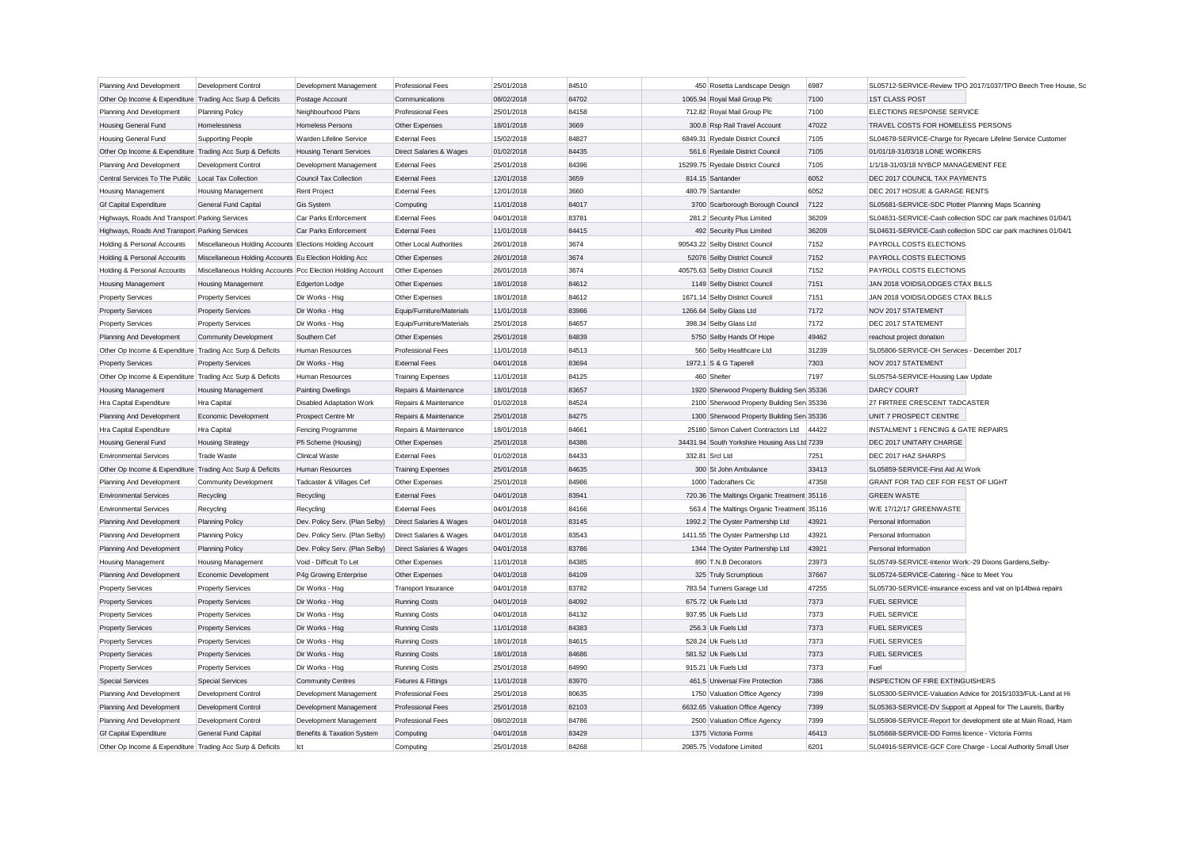| | | | | | | | | | |
|---|---|---|---|---|---|---|---|---|---|
| Planning And Development | Development Control | Development Management | Professional Fees | 25/01/2018 | 84510 | 450 | Rosetta Landscape Design | 6987 | SL05712-SERVICE-Review TPO 2017/1037/TPO Beech Tree House, Sc |
| Other Op Income & Expenditure | Trading Acc Surp & Deficits | Postage Account | Communications | 08/02/2018 | 84702 | 1065.94 | Royal Mail Group Plc | 7100 | 1ST CLASS POST |
| Planning And Development | Planning Policy | Neighbourhood Plans | Professional Fees | 25/01/2018 | 84158 | 712.82 | Royal Mail Group Plc | 7100 | ELECTIONS RESPONSE SERVICE |
| Housing General Fund | Homelessness | Homeless Persons | Other Expenses | 18/01/2018 | 3669 | 300.8 | Rsp Rail Travel Account | 47022 | TRAVEL COSTS FOR HOMELESS PERSONS |
| Housing General Fund | Supporting People | Warden Lifeline Service | External Fees | 15/02/2018 | 84827 | 6849.31 | Ryedale District Council | 7105 | SL04678-SERVICE-Charge for Ryecare Lifeline Service Customer |
| Other Op Income & Expenditure | Trading Acc Surp & Deficits | Housing Tenant Services | Direct Salaries & Wages | 01/02/2018 | 84435 | 561.6 | Ryedale District Council | 7105 | 01/01/18-31/03/18 LONE WORKERS |
| Planning And Development | Development Control | Development Management | External Fees | 25/01/2018 | 84396 | 15299.75 | Ryedale District Council | 7105 | 1/1/18-31/03/18 NYBCP MANAGEMENT FEE |
| Central Services To The Public | Local Tax Collection | Council Tax Collection | External Fees | 12/01/2018 | 3659 | 814.15 | Santander | 6052 | DEC 2017 COUNCIL TAX PAYMENTS |
| Housing Management | Housing Management | Rent Project | External Fees | 12/01/2018 | 3660 | 480.79 | Santander | 6052 | DEC 2017 HOSUE & GARAGE RENTS |
| Gf Capital Expenditure | General Fund Capital | Gis System | Computing | 11/01/2018 | 84017 | 3700 | Scarborough Borough Council | 7122 | SL05681-SERVICE-SDC Plotter Planning Maps Scanning |
| Highways, Roads And Transport | Parking Services | Car Parks Enforcement | External Fees | 04/01/2018 | 83781 | 281.2 | Security Plus Limited | 36209 | SL04631-SERVICE-Cash collection SDC car park machines 01/04/1 |
| Highways, Roads And Transport | Parking Services | Car Parks Enforcement | External Fees | 11/01/2018 | 84415 | 492 | Security Plus Limited | 36209 | SL04631-SERVICE-Cash collection SDC car park machines 01/04/1 |
| Holding & Personal Accounts | Miscellaneous Holding Accounts | Elections Holding Account | Other Local Authorities | 26/01/2018 | 3674 | 90543.22 | Selby District Council | 7152 | PAYROLL COSTS ELECTIONS |
| Holding & Personal Accounts | Miscellaneous Holding Accounts | Eu Election Holding Acc | Other Expenses | 26/01/2018 | 3674 | 52076 | Selby District Council | 7152 | PAYROLL COSTS ELECTIONS |
| Holding & Personal Accounts | Miscellaneous Holding Accounts | Pcc Election Holding Account | Other Expenses | 26/01/2018 | 3674 | 40575.63 | Selby District Council | 7152 | PAYROLL COSTS ELECTIONS |
| Housing Management | Housing Management | Edgerton Lodge | Other Expenses | 18/01/2018 | 84612 | 1149 | Selby District Council | 7151 | JAN 2018 VOIDS/LODGES CTAX BILLS |
| Property Services | Property Services | Dir Works - Hsg | Other Expenses | 18/01/2018 | 84612 | 1671.14 | Selby District Council | 7151 | JAN 2018 VOIDS/LODGES CTAX BILLS |
| Property Services | Property Services | Dir Works - Hsg | Equip/Furniture/Materials | 11/01/2018 | 83986 | 1266.64 | Selby Glass Ltd | 7172 | NOV 2017 STATEMENT |
| Property Services | Property Services | Dir Works - Hsg | Equip/Furniture/Materials | 25/01/2018 | 84657 | 398.34 | Selby Glass Ltd | 7172 | DEC 2017 STATEMENT |
| Planning And Development | Community Development | Southern Cef | Other Expenses | 25/01/2018 | 84839 | 5750 | Selby Hands Of Hope | 49462 | reachout project donation |
| Other Op Income & Expenditure | Trading Acc Surp & Deficits | Human Resources | Professional Fees | 11/01/2018 | 84513 | 560 | Selby Healthcare Ltd | 31239 | SL05806-SERVICE-OH Services - December 2017 |
| Property Services | Property Services | Dir Works - Hsg | External Fees | 04/01/2018 | 83694 | 1972.1 | S & G Taperell | 7303 | NOV 2017 STATEMENT |
| Other Op Income & Expenditure | Trading Acc Surp & Deficits | Human Resources | Training Expenses | 11/01/2018 | 84125 | 460 | Shelter | 7197 | SL05754-SERVICE-Housing Law Update |
| Housing Management | Housing Management | Painting Dwellings | Repairs & Maintenance | 18/01/2018 | 83657 | 1920 | Sherwood Property Building Serv | 35336 | DARCY COURT |
| Hra Capital Expenditure | Hra Capital | Disabled Adaptation Work | Repairs & Maintenance | 01/02/2018 | 84524 | 2100 | Sherwood Property Building Serv | 35336 | 27 FIRTREE CRESCENT TADCASTER |
| Planning And Development | Economic Development | Prospect Centre Mr | Repairs & Maintenance | 25/01/2018 | 84275 | 1300 | Sherwood Property Building Serv | 35336 | UNIT 7 PROSPECT CENTRE |
| Hra Capital Expenditure | Hra Capital | Fencing Programme | Repairs & Maintenance | 18/01/2018 | 84661 | 25180 | Simon Calvert Contractors Ltd | 44422 | INSTALMENT 1 FENCING & GATE REPAIRS |
| Housing General Fund | Housing Strategy | Pfi Scheme (Housing) | Other Expenses | 25/01/2018 | 84386 | 34431.94 | South Yorkshire Housing Ass Ltd | 7239 | DEC 2017 UNITARY CHARGE |
| Environmental Services | Trade Waste | Clinical Waste | External Fees | 01/02/2018 | 84433 | 332.81 | Srcl Ltd | 7251 | DEC 2017 HAZ SHARPS |
| Other Op Income & Expenditure | Trading Acc Surp & Deficits | Human Resources | Training Expenses | 25/01/2018 | 84635 | 300 | St John Ambulance | 33413 | SL05859-SERVICE-First Aid At Work |
| Planning And Development | Community Development | Tadcaster & Villages Cef | Other Expenses | 25/01/2018 | 84986 | 1000 | Tadcrafters Cic | 47358 | GRANT FOR TAD CEF FOR FEST OF LIGHT |
| Environmental Services | Recycling | Recycling | External Fees | 04/01/2018 | 83941 | 720.36 | The Maltings Organic Treatment | 35116 | GREEN WASTE |
| Environmental Services | Recycling | Recycling | External Fees | 04/01/2018 | 84166 | 563.4 | The Maltings Organic Treatment | 35116 | W/E 17/12/17 GREENWASTE |
| Planning And Development | Planning Policy | Dev. Policy Serv. (Plan Selby) | Direct Salaries & Wages | 04/01/2018 | 83145 | 1992.2 | The Oyster Partnership Ltd | 43921 | Personal Information |
| Planning And Development | Planning Policy | Dev. Policy Serv. (Plan Selby) | Direct Salaries & Wages | 04/01/2018 | 83543 | 1411.55 | The Oyster Partnership Ltd | 43921 | Personal Information |
| Planning And Development | Planning Policy | Dev. Policy Serv. (Plan Selby) | Direct Salaries & Wages | 04/01/2018 | 83786 | 1344 | The Oyster Partnership Ltd | 43921 | Personal Information |
| Housing Management | Housing Management | Void - Difficult To Let | Other Expenses | 11/01/2018 | 84385 | 890 | T.N.B Decorators | 23973 | SL05749-SERVICE-Interior Work:-29 Dixons Gardens,Selby- |
| Planning And Development | Economic Development | P4g Growing Enterprise | Other Expenses | 04/01/2018 | 84109 | 325 | Truly Scrumptious | 37667 | SL05724-SERVICE-Catering - Nice to Meet You |
| Property Services | Property Services | Dir Works - Hsg | Transport Insurance | 04/01/2018 | 83782 | 783.54 | Turners Garage Ltd | 47255 | SL05730-SERVICE-insurance excess and vat on lp14bwa repairs |
| Property Services | Property Services | Dir Works - Hsg | Running Costs | 04/01/2018 | 84092 | 675.72 | Uk Fuels Ltd | 7373 | FUEL SERVICE |
| Property Services | Property Services | Dir Works - Hsg | Running Costs | 04/01/2018 | 84132 | 937.95 | Uk Fuels Ltd | 7373 | FUEL SERVICE |
| Property Services | Property Services | Dir Works - Hsg | Running Costs | 11/01/2018 | 84383 | 256.3 | Uk Fuels Ltd | 7373 | FUEL SERVICES |
| Property Services | Property Services | Dir Works - Hsg | Running Costs | 18/01/2018 | 84615 | 528.24 | Uk Fuels Ltd | 7373 | FUEL SERVICES |
| Property Services | Property Services | Dir Works - Hsg | Running Costs | 18/01/2018 | 84686 | 581.52 | Uk Fuels Ltd | 7373 | FUEL SERVICES |
| Property Services | Property Services | Dir Works - Hsg | Running Costs | 25/01/2018 | 84990 | 915.21 | Uk Fuels Ltd | 7373 | Fuel |
| Special Services | Special Services | Community Centres | Fixtures & Fittings | 11/01/2018 | 83970 | 461.5 | Universal Fire Protection | 7386 | INSPECTION OF FIRE EXTINGUISHERS |
| Planning And Development | Development Control | Development Management | Professional Fees | 25/01/2018 | 80635 | 1750 | Valuation Office Agency | 7399 | SL05300-SERVICE-Valuation Advice for 2015/1033/FUL-Land at Hi |
| Planning And Development | Development Control | Development Management | Professional Fees | 25/01/2018 | 82103 | 6632.65 | Valuation Office Agency | 7399 | SL05363-SERVICE-DV Support at Appeal for The Laurels, Barlby |
| Planning And Development | Development Control | Development Management | Professional Fees | 08/02/2018 | 84786 | 2500 | Valuation Office Agency | 7399 | SL05908-SERVICE-Report for development site at Main Road, Ham |
| Gf Capital Expenditure | General Fund Capital | Benefits & Taxation System | Computing | 04/01/2018 | 83429 | 1375 | Victoria Forms | 46413 | SL05668-SERVICE-DD Forms licence - Victoria Forms |
| Other Op Income & Expenditure | Trading Acc Surp & Deficits | Ict | Computing | 25/01/2018 | 84268 | 2085.75 | Vodafone Limited | 6201 | SL04916-SERVICE-GCF Core Charge - Local Authority Small User |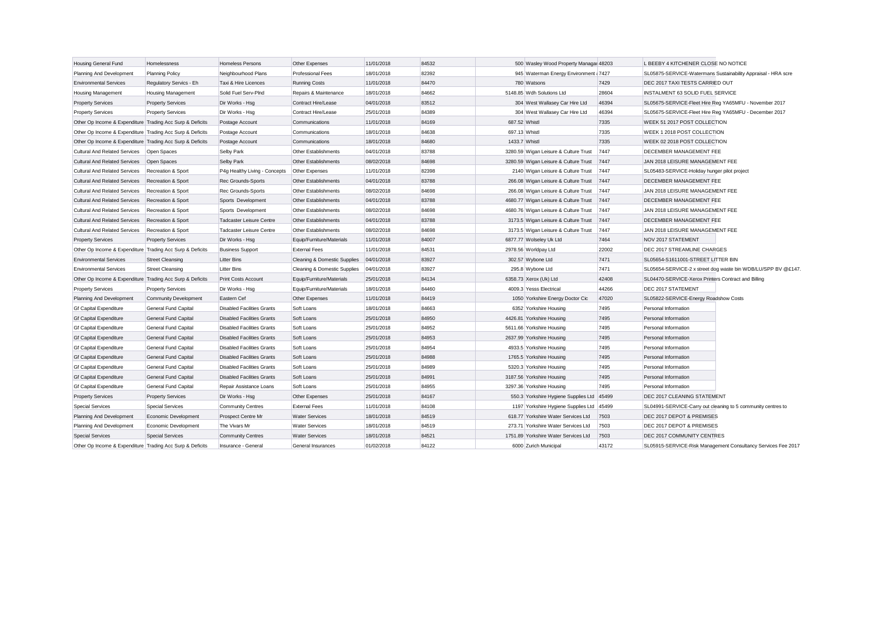| | | | | | | | | | |
|---|---|---|---|---|---|---|---|---|---|
| Housing General Fund | Homelessness | Homeless Persons | Other Expenses | 11/01/2018 | 84532 | 500 | Wasley Wood Property Managar | 48203 | L BEEBY 4 KITCHENER CLOSE NO NOTICE |
| Planning And Development | Planning Policy | Neighbourhood Plans | Professional Fees | 18/01/2018 | 82392 | 945 | Waterman Energy Environment | 7427 | SL05875-SERVICE-Watermans Sustainability Appraisal - HRA scre |
| Environmental Services | Regulatory Servics - Eh | Taxi & Hire Licences | Running Costs | 11/01/2018 | 84470 | 780 | Watsons | 7429 | DEC 2017 TAXI TESTS CARRIED OUT |
| Housing Management | Housing Management | Solid Fuel Serv-Plnd | Repairs & Maintenance | 18/01/2018 | 84662 | 5148.85 | Wdh Solutions Ltd | 28604 | INSTALMENT 63 SOLID FUEL SERVICE |
| Property Services | Property Services | Dir Works - Hsg | Contract Hire/Lease | 04/01/2018 | 83512 | 304 | West Wallasey Car Hire Ltd | 46394 | SL05675-SERVICE-Fleet Hire Reg YA65MFU - November 2017 |
| Property Services | Property Services | Dir Works - Hsg | Contract Hire/Lease | 25/01/2018 | 84389 | 304 | West Wallasey Car Hire Ltd | 46394 | SL05675-SERVICE-Fleet Hire Reg YA65MFU - December 2017 |
| Other Op Income & Expenditure | Trading Acc Surp & Deficits | Postage Account | Communications | 11/01/2018 | 84169 | 687.52 | Whistl | 7335 | WEEK 51 2017 POST COLLECTION |
| Other Op Income & Expenditure | Trading Acc Surp & Deficits | Postage Account | Communications | 18/01/2018 | 84638 | 697.13 | Whistl | 7335 | WEEK 1 2018 POST COLLECTION |
| Other Op Income & Expenditure | Trading Acc Surp & Deficits | Postage Account | Communications | 18/01/2018 | 84680 | 1433.7 | Whistl | 7335 | WEEK 02 2018 POST COLLECTION |
| Cultural And Related Services | Open Spaces | Selby Park | Other Establishments | 04/01/2018 | 83788 | 3280.59 | Wigan Leisure & Culture Trust | 7447 | DECEMBER MANAGEMENT FEE |
| Cultural And Related Services | Open Spaces | Selby Park | Other Establishments | 08/02/2018 | 84698 | 3280.59 | Wigan Leisure & Culture Trust | 7447 | JAN 2018 LEISURE MANAGEMENT FEE |
| Cultural And Related Services | Recreation & Sport | P4g Healthy Living - Concepts | Other Expenses | 11/01/2018 | 82398 | 2140 | Wigan Leisure & Culture Trust | 7447 | SL05483-SERVICE-Holiday hunger pilot project |
| Cultural And Related Services | Recreation & Sport | Rec Grounds-Sports | Other Establishments | 04/01/2018 | 83788 | 266.08 | Wigan Leisure & Culture Trust | 7447 | DECEMBER MANAGEMENT FEE |
| Cultural And Related Services | Recreation & Sport | Rec Grounds-Sports | Other Establishments | 08/02/2018 | 84698 | 266.08 | Wigan Leisure & Culture Trust | 7447 | JAN 2018 LEISURE MANAGEMENT FEE |
| Cultural And Related Services | Recreation & Sport | Sports Development | Other Establishments | 04/01/2018 | 83788 | 4680.77 | Wigan Leisure & Culture Trust | 7447 | DECEMBER MANAGEMENT FEE |
| Cultural And Related Services | Recreation & Sport | Sports Development | Other Establishments | 08/02/2018 | 84698 | 4680.76 | Wigan Leisure & Culture Trust | 7447 | JAN 2018 LEISURE MANAGEMENT FEE |
| Cultural And Related Services | Recreation & Sport | Tadcaster Leisure Centre | Other Establishments | 04/01/2018 | 83788 | 3173.5 | Wigan Leisure & Culture Trust | 7447 | DECEMBER MANAGEMENT FEE |
| Cultural And Related Services | Recreation & Sport | Tadcaster Leisure Centre | Other Establishments | 08/02/2018 | 84698 | 3173.5 | Wigan Leisure & Culture Trust | 7447 | JAN 2018 LEISURE MANAGEMENT FEE |
| Property Services | Property Services | Dir Works - Hsg | Equip/Furniture/Materials | 11/01/2018 | 84007 | 6877.77 | Wolseley Uk Ltd | 7464 | NOV 2017 STATEMENT |
| Other Op Income & Expenditure | Trading Acc Surp & Deficits | Business Support | External Fees | 11/01/2018 | 84531 | 2978.56 | Worldpay Ltd | 22002 | DEC 2017 STREAMLINE CHARGES |
| Environmental Services | Street Cleansing | Litter Bins | Cleaning & Domestic Supplies | 04/01/2018 | 83927 | 302.57 | Wybone Ltd | 7471 | SL05654-S1611001-STREET LITTER BIN |
| Environmental Services | Street Cleansing | Litter Bins | Cleaning & Domestic Supplies | 04/01/2018 | 83927 | 295.8 | Wybone Ltd | 7471 | SL05654-SERVICE-2 x street dog waste bin WDB/LU/SPP BV @£147. |
| Other Op Income & Expenditure | Trading Acc Surp & Deficits | Print Costs Account | Equip/Furniture/Materials | 25/01/2018 | 84134 | 6358.73 | Xerox (Uk) Ltd | 42408 | SL04470-SERVICE-Xerox Printers Contract and Billing |
| Property Services | Property Services | Dir Works - Hsg | Equip/Furniture/Materials | 18/01/2018 | 84460 | 4009.3 | Yesss Electrical | 44266 | DEC 2017 STATEMENT |
| Planning And Development | Community Development | Eastern Cef | Other Expenses | 11/01/2018 | 84419 | 1050 | Yorkshire Energy Doctor Cic | 47020 | SL05822-SERVICE-Energy Roadshow Costs |
| Gf Capital Expenditure | General Fund Capital | Disabled Facilities Grants | Soft Loans | 18/01/2018 | 84663 | 6352 | Yorkshire Housing | 7495 | Personal Information |
| Gf Capital Expenditure | General Fund Capital | Disabled Facilities Grants | Soft Loans | 25/01/2018 | 84950 | 4426.81 | Yorkshire Housing | 7495 | Personal Information |
| Gf Capital Expenditure | General Fund Capital | Disabled Facilities Grants | Soft Loans | 25/01/2018 | 84952 | 5611.66 | Yorkshire Housing | 7495 | Personal Information |
| Gf Capital Expenditure | General Fund Capital | Disabled Facilities Grants | Soft Loans | 25/01/2018 | 84953 | 2637.99 | Yorkshire Housing | 7495 | Personal Information |
| Gf Capital Expenditure | General Fund Capital | Disabled Facilities Grants | Soft Loans | 25/01/2018 | 84954 | 4933.5 | Yorkshire Housing | 7495 | Personal Information |
| Gf Capital Expenditure | General Fund Capital | Disabled Facilities Grants | Soft Loans | 25/01/2018 | 84988 | 1765.5 | Yorkshire Housing | 7495 | Personal Information |
| Gf Capital Expenditure | General Fund Capital | Disabled Facilities Grants | Soft Loans | 25/01/2018 | 84989 | 5320.3 | Yorkshire Housing | 7495 | Personal Information |
| Gf Capital Expenditure | General Fund Capital | Disabled Facilities Grants | Soft Loans | 25/01/2018 | 84991 | 3187.56 | Yorkshire Housing | 7495 | Personal Information |
| Gf Capital Expenditure | General Fund Capital | Repair Assistance Loans | Soft Loans | 25/01/2018 | 84955 | 3297.36 | Yorkshire Housing | 7495 | Personal Information |
| Property Services | Property Services | Dir Works - Hsg | Other Expenses | 25/01/2018 | 84167 | 550.3 | Yorkshire Hygiene Supplies Ltd | 45499 | DEC 2017 CLEANING STATEMENT |
| Special Services | Special Services | Community Centres | External Fees | 11/01/2018 | 84108 | 1197 | Yorkshire Hygiene Supplies Ltd | 45499 | SL04991-SERVICE-Carry out cleaning to 5 community centres to |
| Planning And Development | Economic Development | Prospect Centre Mr | Water Services | 18/01/2018 | 84519 | 618.77 | Yorkshire Water Services Ltd | 7503 | DEC 2017 DEPOT & PREMISES |
| Planning And Development | Economic Development | The Vivars Mr | Water Services | 18/01/2018 | 84519 | 273.71 | Yorkshire Water Services Ltd | 7503 | DEC 2017 DEPOT & PREMISES |
| Special Services | Special Services | Community Centres | Water Services | 18/01/2018 | 84521 | 1751.89 | Yorkshire Water Services Ltd | 7503 | DEC 2017 COMMUNITY CENTRES |
| Other Op Income & Expenditure | Trading Acc Surp & Deficits | Insurance - General | General Insurances | 01/02/2018 | 84122 | 6000 | Zurich Municipal | 43172 | SL05915-SERVICE-Risk Management Consultancy Services Fee 2017 |